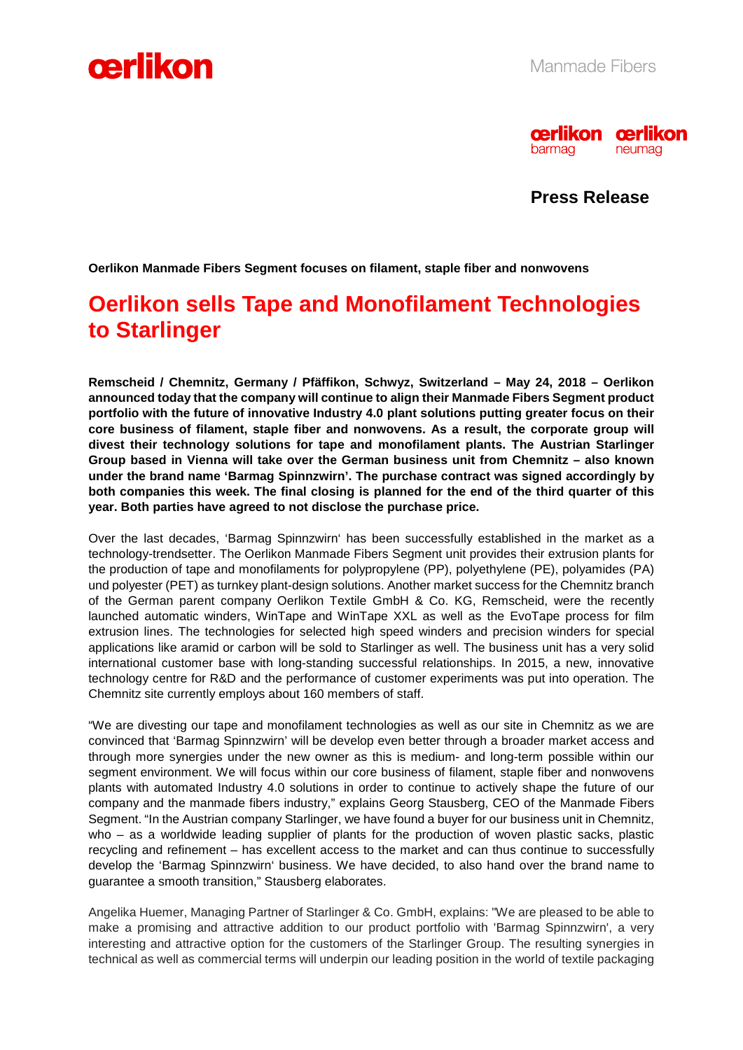**Press Release**

**Oerlikon Manmade Fibers Segment focuses on filament, staple fiber and nonwovens**

# Oerlikon sells Tape and Monofilament Technologies to Starlinger

**Remscheid / Chemnitz, Germany / Pfäffikon, Schwyz, Switzerland – May 24, 2018 – Oerlikon announced today that the company will continue to align their Manmade Fibers Segment product portfolio with the future of innovative Industry 4.0 plant solutions putting greater focus on their core business of filament, staple fiber and nonwovens. As a result, the corporate group will divest their technology solutions for tape and monofilament plants. The Austrian Starlinger Group based in Vienna will take over the German business unit from Chemnitz – also known under the brand name 'Barmag Spinnzwirn'. The purchase contract was signed accordingly by both companies this week. The final closing is planned for the end of the third quarter of this year. Both parties have agreed to not disclose the purchase price.**

Over the last decades, 'Barmag Spinnzwirn' has been successfully established in the market as a technology-trendsetter. The Oerlikon Manmade Fibers Segment unit provides their extrusion plants for the production of tape and monofilaments for polypropylene (PP), polyethylene (PE), polyamides (PA) und polyester (PET) as turnkey plant-design solutions. Another market success for the Chemnitz branch of the German parent company Oerlikon Textile GmbH & Co. KG, Remscheid, were the recently launched automatic winders, WinTape and WinTape XXL as well as the EvoTape process for film extrusion lines. The technologies for selected high speed winders and precision winders for special applications like aramid or carbon will be sold to Starlinger as well. The business unit has a very solid international customer base with long-standing successful relationships. In 2015, a new, innovative technology centre for R&D and the performance of customer experiments was put into operation. The Chemnitz site currently employs about 160 members of staff.

"We are divesting our tape and monofilament technologies as well as our site in Chemnitz as we are convinced that 'Barmag Spinnzwirn' will be develop even better through a broader market access and through more synergies under the new owner as this is medium- and long-term possible within our segment environment. We will focus within our core business of filament, staple fiber and nonwovens plants with automated Industry 4.0 solutions in order to continue to actively shape the future of our company and the manmade fibers industry," explains Georg Stausberg, CEO of the Manmade Fibers Segment. "In the Austrian company Starlinger, we have found a buyer for our business unit in Chemnitz, who – as a worldwide leading supplier of plants for the production of woven plastic sacks, plastic recycling and refinement – has excellent access to the market and can thus continue to successfully develop the 'Barmag Spinnzwirn' business. We have decided, to also hand over the brand name to guarantee a smooth transition," Stausberg elaborates.

Angelika Huemer, Managing Partner of Starlinger & Co. GmbH, explains: "We are pleased to be able to make a promising and attractive addition to our product portfolio with 'Barmag Spinnzwirn', a very interesting and attractive option for the customers of the Starlinger Group. The resulting synergies in technical as well as commercial terms will underpin our leading position in the world of textile packaging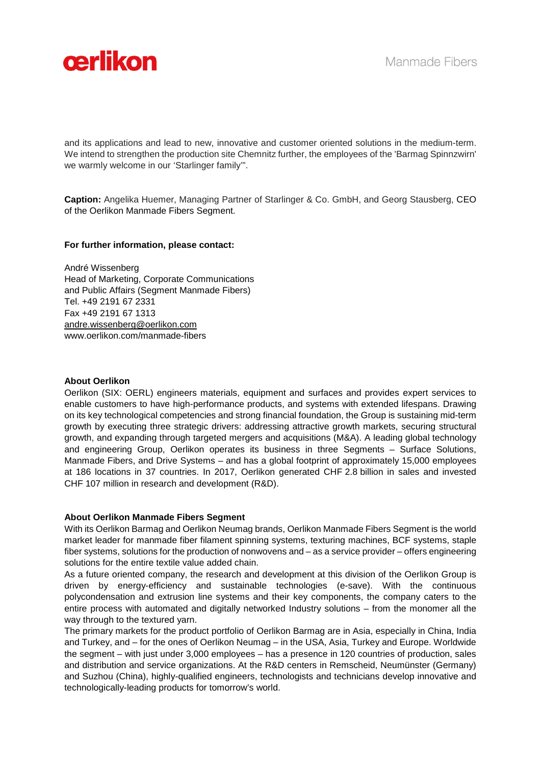and its applications and lead to new, innovative and customer oriented solutions in the medium-term. We intend to strengthen the production site Chemnitz further, the employees of the 'Barmag Spinnzwirn' we warmly welcome in our 'Starlinger family'".

**Caption:** Angelika Huemer, Managing Partner of Starlinger & Co. GmbH, and Georg Stausberg, CEO of the Oerlikon Manmade Fibers Segment.

**For further information, please contact:**

André Wissenberg
Head of Marketing, Corporate Communications
and Public Affairs (Segment Manmade Fibers)
Tel. +49 2191 67 2331
Fax +49 2191 67 1313
andre.wissenberg@oerlikon.com
www.oerlikon.com/manmade-fibers

**About Oerlikon**

Oerlikon (SIX: OERL) engineers materials, equipment and surfaces and provides expert services to enable customers to have high-performance products, and systems with extended lifespans. Drawing on its key technological competencies and strong financial foundation, the Group is sustaining mid-term growth by executing three strategic drivers: addressing attractive growth markets, securing structural growth, and expanding through targeted mergers and acquisitions (M&A). A leading global technology and engineering Group, Oerlikon operates its business in three Segments – Surface Solutions, Manmade Fibers, and Drive Systems – and has a global footprint of approximately 15,000 employees at 186 locations in 37 countries. In 2017, Oerlikon generated CHF 2.8 billion in sales and invested CHF 107 million in research and development (R&D).

**About Oerlikon Manmade Fibers Segment**

With its Oerlikon Barmag and Oerlikon Neumag brands, Oerlikon Manmade Fibers Segment is the world market leader for manmade fiber filament spinning systems, texturing machines, BCF systems, staple fiber systems, solutions for the production of nonwovens and – as a service provider – offers engineering solutions for the entire textile value added chain.

As a future oriented company, the research and development at this division of the Oerlikon Group is driven by energy-efficiency and sustainable technologies (e-save). With the continuous polycondensation and extrusion line systems and their key components, the company caters to the entire process with automated and digitally networked Industry solutions – from the monomer all the way through to the textured yarn.

The primary markets for the product portfolio of Oerlikon Barmag are in Asia, especially in China, India and Turkey, and – for the ones of Oerlikon Neumag – in the USA, Asia, Turkey and Europe. Worldwide the segment – with just under 3,000 employees – has a presence in 120 countries of production, sales and distribution and service organizations. At the R&D centers in Remscheid, Neumünster (Germany) and Suzhou (China), highly-qualified engineers, technologists and technicians develop innovative and technologically-leading products for tomorrow's world.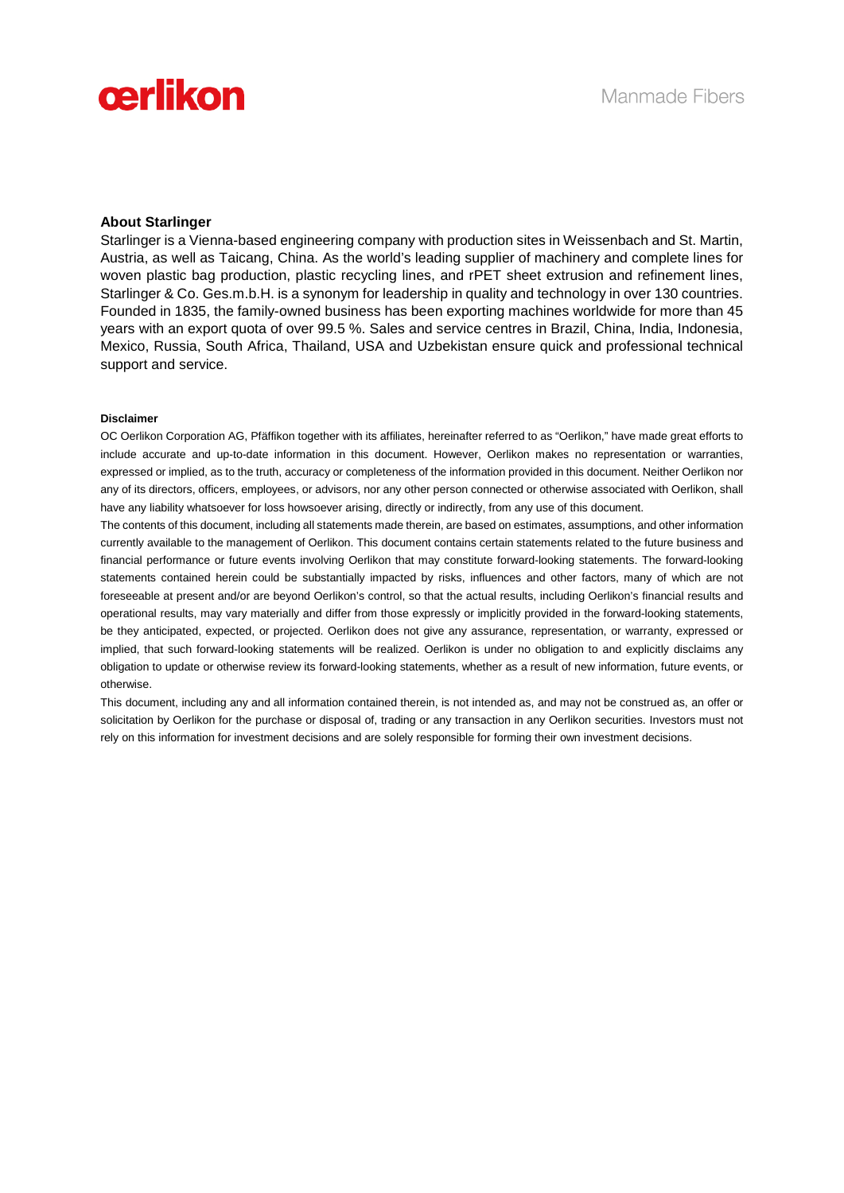**About Starlinger**

Starlinger is a Vienna-based engineering company with production sites in Weissenbach and St. Martin, Austria, as well as Taicang, China. As the world's leading supplier of machinery and complete lines for woven plastic bag production, plastic recycling lines, and rPET sheet extrusion and refinement lines, Starlinger & Co. Ges.m.b.H. is a synonym for leadership in quality and technology in over 130 countries. Founded in 1835, the family-owned business has been exporting machines worldwide for more than 45 years with an export quota of over 99.5 %. Sales and service centres in Brazil, China, India, Indonesia, Mexico, Russia, South Africa, Thailand, USA and Uzbekistan ensure quick and professional technical support and service.

**Disclaimer**

OC Oerlikon Corporation AG, Pfäffikon together with its affiliates, hereinafter referred to as "Oerlikon," have made great efforts to include accurate and up-to-date information in this document. However, Oerlikon makes no representation or warranties, expressed or implied, as to the truth, accuracy or completeness of the information provided in this document. Neither Oerlikon nor any of its directors, officers, employees, or advisors, nor any other person connected or otherwise associated with Oerlikon, shall have any liability whatsoever for loss howsoever arising, directly or indirectly, from any use of this document.

The contents of this document, including all statements made therein, are based on estimates, assumptions, and other information currently available to the management of Oerlikon. This document contains certain statements related to the future business and financial performance or future events involving Oerlikon that may constitute forward-looking statements. The forward-looking statements contained herein could be substantially impacted by risks, influences and other factors, many of which are not foreseeable at present and/or are beyond Oerlikon's control, so that the actual results, including Oerlikon's financial results and operational results, may vary materially and differ from those expressly or implicitly provided in the forward-looking statements, be they anticipated, expected, or projected. Oerlikon does not give any assurance, representation, or warranty, expressed or implied, that such forward-looking statements will be realized. Oerlikon is under no obligation to and explicitly disclaims any obligation to update or otherwise review its forward-looking statements, whether as a result of new information, future events, or otherwise.

This document, including any and all information contained therein, is not intended as, and may not be construed as, an offer or solicitation by Oerlikon for the purchase or disposal of, trading or any transaction in any Oerlikon securities. Investors must not rely on this information for investment decisions and are solely responsible for forming their own investment decisions.